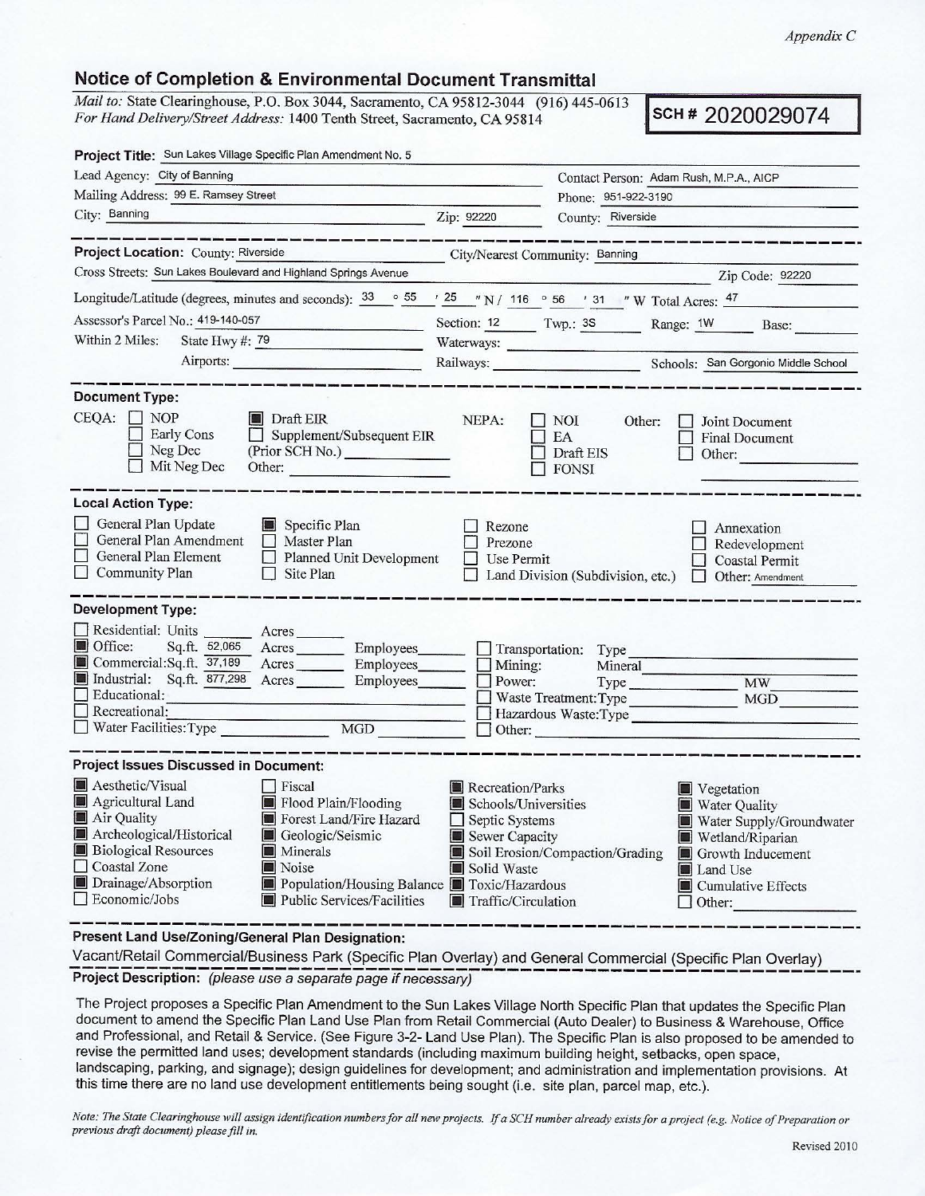Appendix C

## Notice of Completion & Environmental Document Transmittal

*Mail to:* State Clearinghouse, P.O. Box 3044, Sacramento, CA 95812-3044 (916) 445-0613
*For Hand Delivery/Street Address:* 1400 Tenth Street, Sacramento, CA 95814

**SCH # 2020029074**

**Project Title:** Sun Lakes Village Specific Plan Amendment No. 5

Lead Agency: City of Banning — Contact Person: Adam Rush, M.P.A., AICP

Mailing Address: 99 E. Ramsey Street — Phone: 951-922-3190

City: Banning — Zip: 92220 — County: Riverside

---

**Project Location:** County: Riverside — City/Nearest Community: Banning

Cross Streets: Sun Lakes Boulevard and Highland Springs Avenue — Zip Code: 92220

Longitude/Latitude (degrees, minutes and seconds): 33 ° 55 ′ 25 ″ N / 116 ° 56 ′ 31 ″ W Total Acres: 47

Assessor's Parcel No.: 419-140-057 — Section: 12 — Twp.: 3S — Range: 1W — Base:

Within 2 Miles: State Hwy #: 79 — Waterways:

Airports: — Railways: — Schools: San Gorgonio Middle School

---

**Document Type:**

CEQA:
- ☐ NOP
- ☐ Early Cons
- ☐ Neg Dec
- ☐ Mit Neg Dec
- ■ Draft EIR
- ☐ Supplement/Subsequent EIR (Prior SCH No.)
- Other:

NEPA:
- ☐ NOI
- ☐ EA
- ☐ Draft EIS
- ☐ FONSI

Other:
- ☐ Joint Document
- ☐ Final Document
- ☐ Other:

---

**Local Action Type:**

- ☐ General Plan Update
- ☐ General Plan Amendment
- ☐ General Plan Element
- ☐ Community Plan
- ■ Specific Plan
- ☐ Master Plan
- ☐ Planned Unit Development
- ☐ Site Plan
- ☐ Rezone
- ☐ Prezone
- ☐ Use Permit
- ☐ Land Division (Subdivision, etc.)
- ☐ Annexation
- ☐ Redevelopment
- ☐ Coastal Permit
- ☐ Other: Amendment

---

**Development Type:**

- ☐ Residential: Units ___ Acres ___
- ■ Office: Sq.ft. 52,065 Acres ___ Employees ___
- ■ Commercial: Sq.ft. 37,189 Acres ___ Employees ___
- ■ Industrial: Sq.ft. 877,298 Acres ___ Employees ___
- ☐ Educational:
- ☐ Recreational:
- ☐ Water Facilities: Type ___ MGD ___
- ☐ Transportation: Type
- ☐ Mining: Mineral
- ☐ Power: Type ___ MW ___
- ☐ Waste Treatment: Type ___ MGD ___
- ☐ Hazardous Waste: Type
- ☐ Other:

---

**Project Issues Discussed in Document:**

- ■ Aesthetic/Visual
- ■ Agricultural Land
- ■ Air Quality
- ■ Archeological/Historical
- ■ Biological Resources
- ☐ Coastal Zone
- ■ Drainage/Absorption
- ☐ Economic/Jobs
- ☐ Fiscal
- ■ Flood Plain/Flooding
- ■ Forest Land/Fire Hazard
- ■ Geologic/Seismic
- ■ Minerals
- ■ Noise
- ■ Population/Housing Balance
- ■ Public Services/Facilities
- ■ Recreation/Parks
- ■ Schools/Universities
- ☐ Septic Systems
- ■ Sewer Capacity
- ■ Soil Erosion/Compaction/Grading
- ■ Solid Waste
- ■ Toxic/Hazardous
- ■ Traffic/Circulation
- ■ Vegetation
- ■ Water Quality
- ■ Water Supply/Groundwater
- ■ Wetland/Riparian
- ■ Growth Inducement
- ■ Land Use
- ■ Cumulative Effects
- ☐ Other:

---

**Present Land Use/Zoning/General Plan Designation:**

Vacant/Retail Commercial/Business Park (Specific Plan Overlay) and General Commercial (Specific Plan Overlay)

**Project Description:** *(please use a separate page if necessary)*

The Project proposes a Specific Plan Amendment to the Sun Lakes Village North Specific Plan that updates the Specific Plan document to amend the Specific Plan Land Use Plan from Retail Commercial (Auto Dealer) to Business & Warehouse, Office and Professional, and Retail & Service. (See Figure 3-2- Land Use Plan). The Specific Plan is also proposed to be amended to revise the permitted land uses; development standards (including maximum building height, setbacks, open space, landscaping, parking, and signage); design guidelines for development; and administration and implementation provisions. At this time there are no land use development entitlements being sought (i.e. site plan, parcel map, etc.).

*Note: The State Clearinghouse will assign identification numbers for all new projects. If a SCH number already exists for a project (e.g. Notice of Preparation or previous draft document) please fill in.*

Revised 2010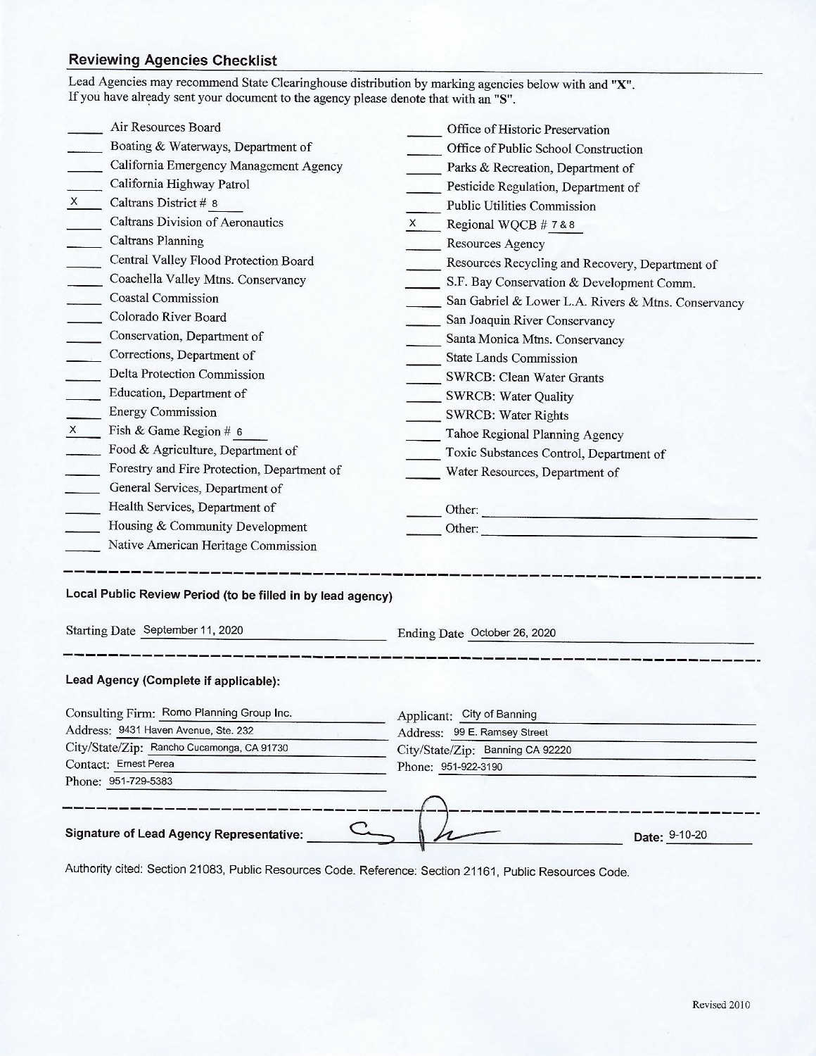## Reviewing Agencies Checklist

Lead Agencies may recommend State Clearinghouse distribution by marking agencies below with and "X".
If you have already sent your document to the agency please denote that with an "S".

- ____ Air Resources Board
- ____ Boating & Waterways, Department of
- ____ California Emergency Management Agency
- ____ California Highway Patrol
- X Caltrans District # 8
- ____ Caltrans Division of Aeronautics
- ____ Caltrans Planning
- ____ Central Valley Flood Protection Board
- ____ Coachella Valley Mtns. Conservancy
- ____ Coastal Commission
- ____ Colorado River Board
- ____ Conservation, Department of
- ____ Corrections, Department of
- ____ Delta Protection Commission
- ____ Education, Department of
- ____ Energy Commission
- X Fish & Game Region # 6
- ____ Food & Agriculture, Department of
- ____ Forestry and Fire Protection, Department of
- ____ General Services, Department of
- ____ Health Services, Department of
- ____ Housing & Community Development
- ____ Native American Heritage Commission
- ____ Office of Historic Preservation
- ____ Office of Public School Construction
- ____ Parks & Recreation, Department of
- ____ Pesticide Regulation, Department of
- ____ Public Utilities Commission
- X Regional WQCB # 7 & 8
- ____ Resources Agency
- ____ Resources Recycling and Recovery, Department of
- ____ S.F. Bay Conservation & Development Comm.
- ____ San Gabriel & Lower L.A. Rivers & Mtns. Conservancy
- ____ San Joaquin River Conservancy
- ____ Santa Monica Mtns. Conservancy
- ____ State Lands Commission
- ____ SWRCB: Clean Water Grants
- ____ SWRCB: Water Quality
- ____ SWRCB: Water Rights
- ____ Tahoe Regional Planning Agency
- ____ Toxic Substances Control, Department of
- ____ Water Resources, Department of
- ____ Other: ____________
- ____ Other: ____________

---

**Local Public Review Period (to be filled in by lead agency)**

Starting Date September 11, 2020

Ending Date October 26, 2020

---

**Lead Agency (Complete if applicable):**

Consulting Firm: Romo Planning Group Inc.
Address: 9431 Haven Avenue, Ste. 232
City/State/Zip: Rancho Cucamonga, CA 91730
Contact: Ernest Perea
Phone: 951-729-5383

Applicant: City of Banning
Address: 99 E. Ramsey Street
City/State/Zip: Banning CA 92220
Phone: 951-922-3190

---

**Signature of Lead Agency Representative:** ____________ **Date:** 9-10-20

Authority cited: Section 21083, Public Resources Code. Reference: Section 21161, Public Resources Code.

Revised 2010